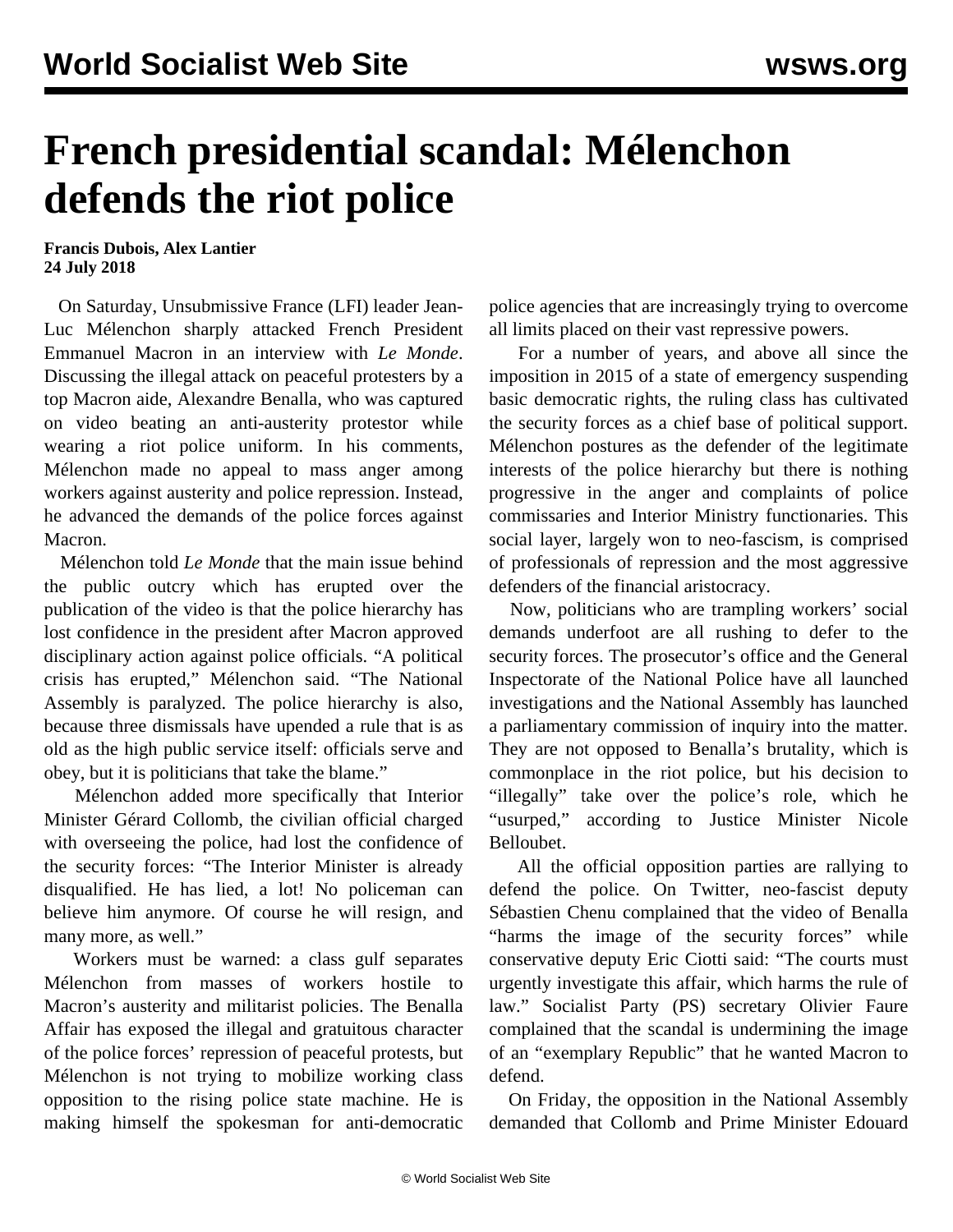# French presidential scandal: Mélenchon defends the riot police

**Francis Dubois, Alex Lantier**
**24 July 2018**

On Saturday, Unsubmissive France (LFI) leader Jean-Luc Mélenchon sharply attacked French President Emmanuel Macron in an interview with *Le Monde*. Discussing the illegal attack on peaceful protesters by a top Macron aide, Alexandre Benalla, who was captured on video beating an anti-austerity protestor while wearing a riot police uniform. In his comments, Mélenchon made no appeal to mass anger among workers against austerity and police repression. Instead, he advanced the demands of the police forces against Macron.

Mélenchon told *Le Monde* that the main issue behind the public outcry which has erupted over the publication of the video is that the police hierarchy has lost confidence in the president after Macron approved disciplinary action against police officials. "A political crisis has erupted," Mélenchon said. "The National Assembly is paralyzed. The police hierarchy is also, because three dismissals have upended a rule that is as old as the high public service itself: officials serve and obey, but it is politicians that take the blame."

Mélenchon added more specifically that Interior Minister Gérard Collomb, the civilian official charged with overseeing the police, had lost the confidence of the security forces: "The Interior Minister is already disqualified. He has lied, a lot! No policeman can believe him anymore. Of course he will resign, and many more, as well."

Workers must be warned: a class gulf separates Mélenchon from masses of workers hostile to Macron's austerity and militarist policies. The Benalla Affair has exposed the illegal and gratuitous character of the police forces' repression of peaceful protests, but Mélenchon is not trying to mobilize working class opposition to the rising police state machine. He is making himself the spokesman for anti-democratic police agencies that are increasingly trying to overcome all limits placed on their vast repressive powers.

For a number of years, and above all since the imposition in 2015 of a state of emergency suspending basic democratic rights, the ruling class has cultivated the security forces as a chief base of political support. Mélenchon postures as the defender of the legitimate interests of the police hierarchy but there is nothing progressive in the anger and complaints of police commissaries and Interior Ministry functionaries. This social layer, largely won to neo-fascism, is comprised of professionals of repression and the most aggressive defenders of the financial aristocracy.

Now, politicians who are trampling workers' social demands underfoot are all rushing to defer to the security forces. The prosecutor's office and the General Inspectorate of the National Police have all launched investigations and the National Assembly has launched a parliamentary commission of inquiry into the matter. They are not opposed to Benalla's brutality, which is commonplace in the riot police, but his decision to "illegally" take over the police's role, which he "usurped," according to Justice Minister Nicole Belloubet.

All the official opposition parties are rallying to defend the police. On Twitter, neo-fascist deputy Sébastien Chenu complained that the video of Benalla "harms the image of the security forces" while conservative deputy Eric Ciotti said: "The courts must urgently investigate this affair, which harms the rule of law." Socialist Party (PS) secretary Olivier Faure complained that the scandal is undermining the image of an "exemplary Republic" that he wanted Macron to defend.

On Friday, the opposition in the National Assembly demanded that Collomb and Prime Minister Edouard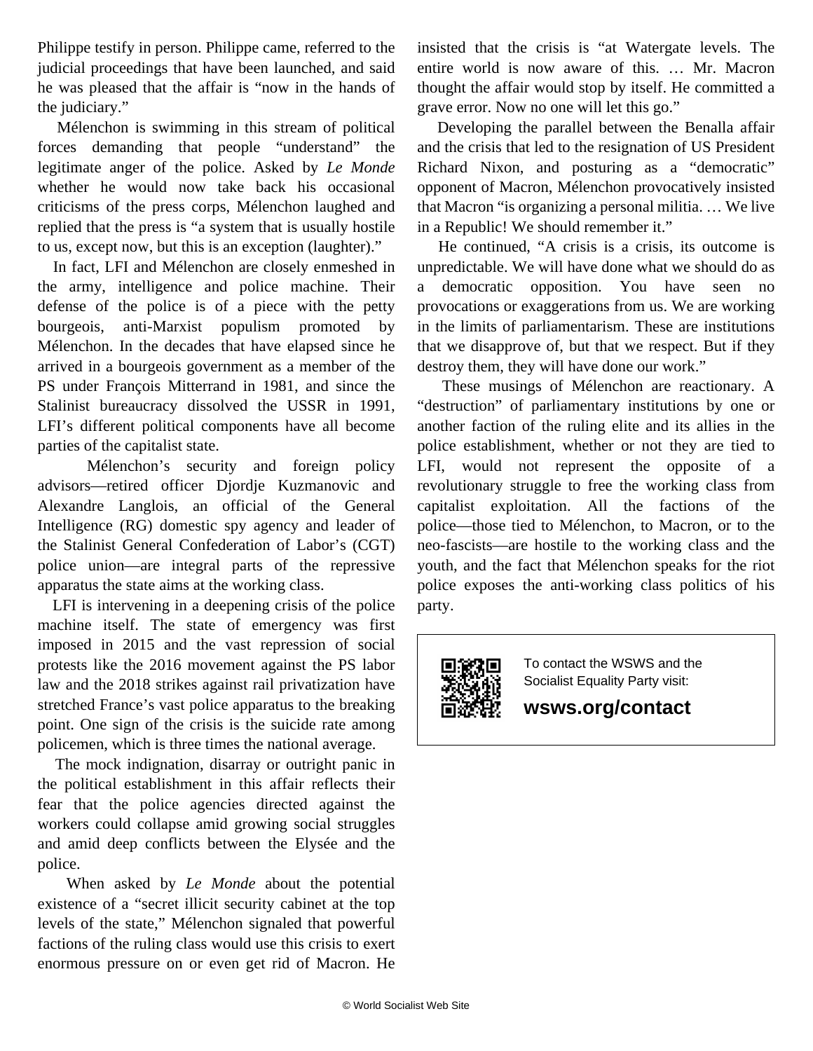Philippe testify in person. Philippe came, referred to the judicial proceedings that have been launched, and said he was pleased that the affair is "now in the hands of the judiciary."

Mélenchon is swimming in this stream of political forces demanding that people "understand" the legitimate anger of the police. Asked by *Le Monde* whether he would now take back his occasional criticisms of the press corps, Mélenchon laughed and replied that the press is "a system that is usually hostile to us, except now, but this is an exception (laughter)."

In fact, LFI and Mélenchon are closely enmeshed in the army, intelligence and police machine. Their defense of the police is of a piece with the petty bourgeois, anti-Marxist populism promoted by Mélenchon. In the decades that have elapsed since he arrived in a bourgeois government as a member of the PS under François Mitterrand in 1981, and since the Stalinist bureaucracy dissolved the USSR in 1991, LFI's different political components have all become parties of the capitalist state.

Mélenchon's security and foreign policy advisors—retired officer Djordje Kuzmanovic and Alexandre Langlois, an official of the General Intelligence (RG) domestic spy agency and leader of the Stalinist General Confederation of Labor's (CGT) police union—are integral parts of the repressive apparatus the state aims at the working class.

LFI is intervening in a deepening crisis of the police machine itself. The state of emergency was first imposed in 2015 and the vast repression of social protests like the 2016 movement against the PS labor law and the 2018 strikes against rail privatization have stretched France's vast police apparatus to the breaking point. One sign of the crisis is the suicide rate among policemen, which is three times the national average.

The mock indignation, disarray or outright panic in the political establishment in this affair reflects their fear that the police agencies directed against the workers could collapse amid growing social struggles and amid deep conflicts between the Elysée and the police.

When asked by *Le Monde* about the potential existence of a "secret illicit security cabinet at the top levels of the state," Mélenchon signaled that powerful factions of the ruling class would use this crisis to exert enormous pressure on or even get rid of Macron. He insisted that the crisis is "at Watergate levels. The entire world is now aware of this. … Mr. Macron thought the affair would stop by itself. He committed a grave error. Now no one will let this go."

Developing the parallel between the Benalla affair and the crisis that led to the resignation of US President Richard Nixon, and posturing as a "democratic" opponent of Macron, Mélenchon provocatively insisted that Macron "is organizing a personal militia. … We live in a Republic! We should remember it."

He continued, "A crisis is a crisis, its outcome is unpredictable. We will have done what we should do as a democratic opposition. You have seen no provocations or exaggerations from us. We are working in the limits of parliamentarism. These are institutions that we disapprove of, but that we respect. But if they destroy them, they will have done our work."

These musings of Mélenchon are reactionary. A "destruction" of parliamentary institutions by one or another faction of the ruling elite and its allies in the police establishment, whether or not they are tied to LFI, would not represent the opposite of a revolutionary struggle to free the working class from capitalist exploitation. All the factions of the police—those tied to Mélenchon, to Macron, or to the neo-fascists—are hostile to the working class and the youth, and the fact that Mélenchon speaks for the riot police exposes the anti-working class politics of his party.

To contact the WSWS and the Socialist Equality Party visit:

**wsws.org/contact**